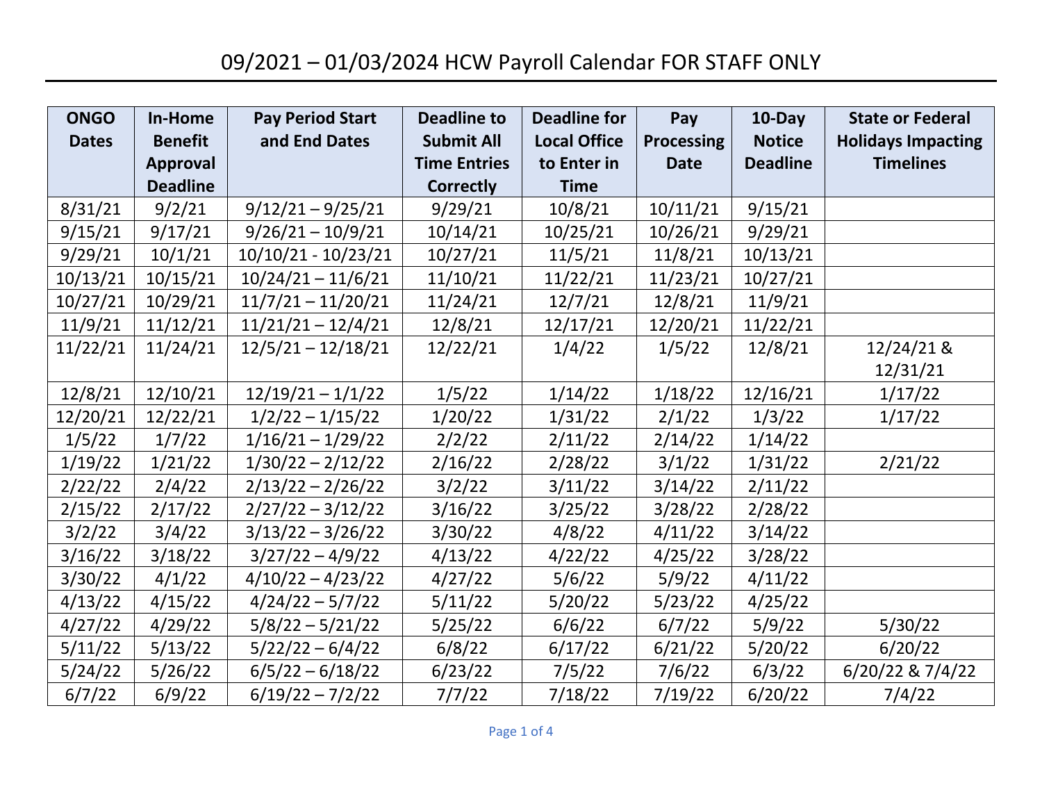# 09/2021 – 01/03/2024 HCW Payroll Calendar FOR STAFF ONLY

| ONGO Dates | In-Home Benefit Approval Deadline | Pay Period Start and End Dates | Deadline to Submit All Time Entries Correctly | Deadline for Local Office to Enter in Time | Pay Processing Date | 10-Day Notice Deadline | State or Federal Holidays Impacting Timelines |
|---|---|---|---|---|---|---|---|
| 8/31/21 | 9/2/21 | 9/12/21 – 9/25/21 | 9/29/21 | 10/8/21 | 10/11/21 | 9/15/21 | |
| 9/15/21 | 9/17/21 | 9/26/21 – 10/9/21 | 10/14/21 | 10/25/21 | 10/26/21 | 9/29/21 | |
| 9/29/21 | 10/1/21 | 10/10/21 - 10/23/21 | 10/27/21 | 11/5/21 | 11/8/21 | 10/13/21 | |
| 10/13/21 | 10/15/21 | 10/24/21 – 11/6/21 | 11/10/21 | 11/22/21 | 11/23/21 | 10/27/21 | |
| 10/27/21 | 10/29/21 | 11/7/21 – 11/20/21 | 11/24/21 | 12/7/21 | 12/8/21 | 11/9/21 | |
| 11/9/21 | 11/12/21 | 11/21/21 – 12/4/21 | 12/8/21 | 12/17/21 | 12/20/21 | 11/22/21 | |
| 11/22/21 | 11/24/21 | 12/5/21 – 12/18/21 | 12/22/21 | 1/4/22 | 1/5/22 | 12/8/21 | 12/24/21 & 12/31/21 |
| 12/8/21 | 12/10/21 | 12/19/21 – 1/1/22 | 1/5/22 | 1/14/22 | 1/18/22 | 12/16/21 | 1/17/22 |
| 12/20/21 | 12/22/21 | 1/2/22 – 1/15/22 | 1/20/22 | 1/31/22 | 2/1/22 | 1/3/22 | 1/17/22 |
| 1/5/22 | 1/7/22 | 1/16/21 – 1/29/22 | 2/2/22 | 2/11/22 | 2/14/22 | 1/14/22 | |
| 1/19/22 | 1/21/22 | 1/30/22 – 2/12/22 | 2/16/22 | 2/28/22 | 3/1/22 | 1/31/22 | 2/21/22 |
| 2/22/22 | 2/4/22 | 2/13/22 – 2/26/22 | 3/2/22 | 3/11/22 | 3/14/22 | 2/11/22 | |
| 2/15/22 | 2/17/22 | 2/27/22 – 3/12/22 | 3/16/22 | 3/25/22 | 3/28/22 | 2/28/22 | |
| 3/2/22 | 3/4/22 | 3/13/22 – 3/26/22 | 3/30/22 | 4/8/22 | 4/11/22 | 3/14/22 | |
| 3/16/22 | 3/18/22 | 3/27/22 – 4/9/22 | 4/13/22 | 4/22/22 | 4/25/22 | 3/28/22 | |
| 3/30/22 | 4/1/22 | 4/10/22 – 4/23/22 | 4/27/22 | 5/6/22 | 5/9/22 | 4/11/22 | |
| 4/13/22 | 4/15/22 | 4/24/22 – 5/7/22 | 5/11/22 | 5/20/22 | 5/23/22 | 4/25/22 | |
| 4/27/22 | 4/29/22 | 5/8/22 – 5/21/22 | 5/25/22 | 6/6/22 | 6/7/22 | 5/9/22 | 5/30/22 |
| 5/11/22 | 5/13/22 | 5/22/22 – 6/4/22 | 6/8/22 | 6/17/22 | 6/21/22 | 5/20/22 | 6/20/22 |
| 5/24/22 | 5/26/22 | 6/5/22 – 6/18/22 | 6/23/22 | 7/5/22 | 7/6/22 | 6/3/22 | 6/20/22 & 7/4/22 |
| 6/7/22 | 6/9/22 | 6/19/22 – 7/2/22 | 7/7/22 | 7/18/22 | 7/19/22 | 6/20/22 | 7/4/22 |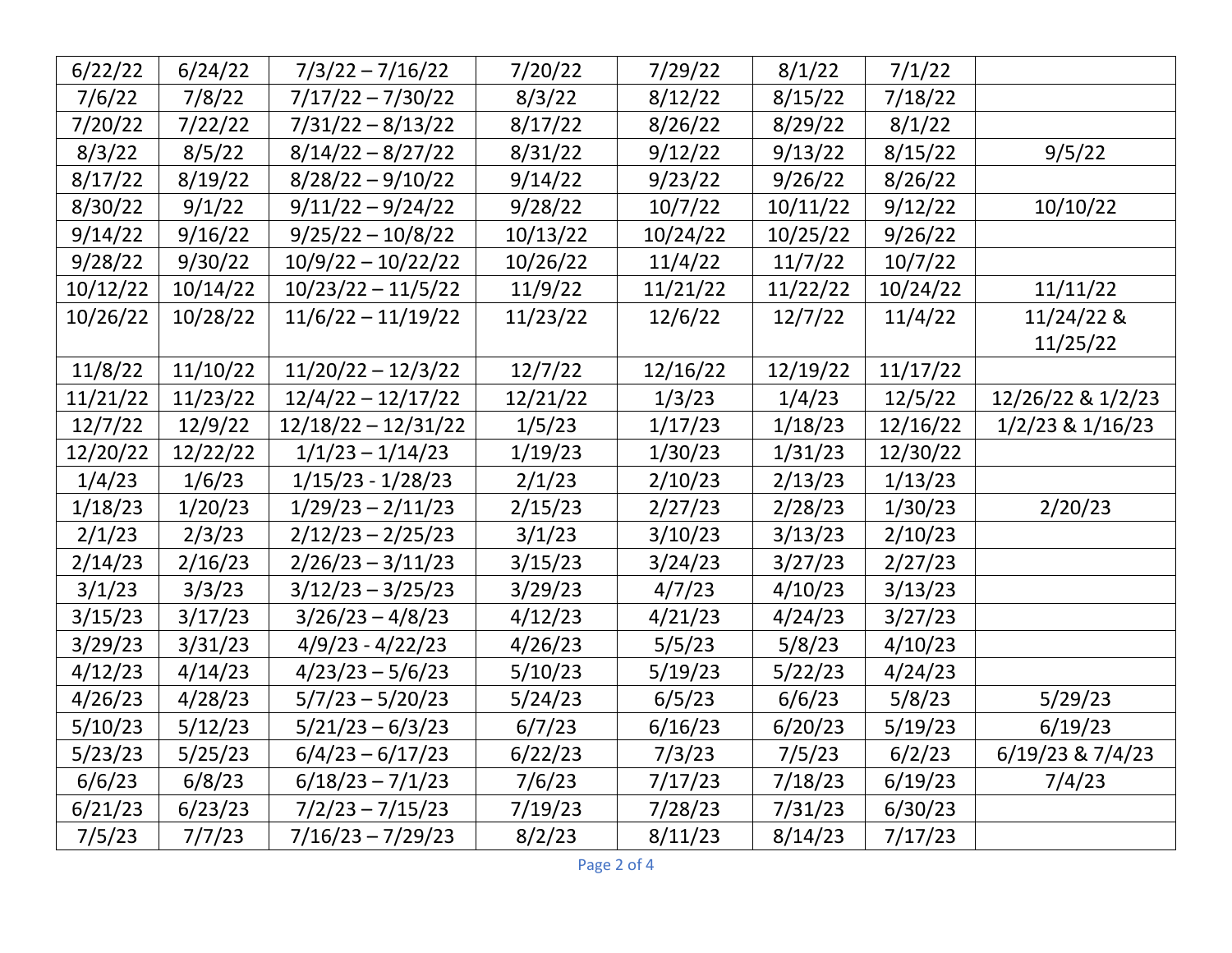| | | | | | | | |
|---|---|---|---|---|---|---|---|
| 6/22/22 | 6/24/22 | 7/3/22 – 7/16/22 | 7/20/22 | 7/29/22 | 8/1/22 | 7/1/22 | |
| 7/6/22 | 7/8/22 | 7/17/22 – 7/30/22 | 8/3/22 | 8/12/22 | 8/15/22 | 7/18/22 | |
| 7/20/22 | 7/22/22 | 7/31/22 – 8/13/22 | 8/17/22 | 8/26/22 | 8/29/22 | 8/1/22 | |
| 8/3/22 | 8/5/22 | 8/14/22 – 8/27/22 | 8/31/22 | 9/12/22 | 9/13/22 | 8/15/22 | 9/5/22 |
| 8/17/22 | 8/19/22 | 8/28/22 – 9/10/22 | 9/14/22 | 9/23/22 | 9/26/22 | 8/26/22 | |
| 8/30/22 | 9/1/22 | 9/11/22 – 9/24/22 | 9/28/22 | 10/7/22 | 10/11/22 | 9/12/22 | 10/10/22 |
| 9/14/22 | 9/16/22 | 9/25/22 – 10/8/22 | 10/13/22 | 10/24/22 | 10/25/22 | 9/26/22 | |
| 9/28/22 | 9/30/22 | 10/9/22 – 10/22/22 | 10/26/22 | 11/4/22 | 11/7/22 | 10/7/22 | |
| 10/12/22 | 10/14/22 | 10/23/22 – 11/5/22 | 11/9/22 | 11/21/22 | 11/22/22 | 10/24/22 | 11/11/22 |
| 10/26/22 | 10/28/22 | 11/6/22 – 11/19/22 | 11/23/22 | 12/6/22 | 12/7/22 | 11/4/22 | 11/24/22 & 11/25/22 |
| 11/8/22 | 11/10/22 | 11/20/22 – 12/3/22 | 12/7/22 | 12/16/22 | 12/19/22 | 11/17/22 | |
| 11/21/22 | 11/23/22 | 12/4/22 – 12/17/22 | 12/21/22 | 1/3/23 | 1/4/23 | 12/5/22 | 12/26/22 & 1/2/23 |
| 12/7/22 | 12/9/22 | 12/18/22 – 12/31/22 | 1/5/23 | 1/17/23 | 1/18/23 | 12/16/22 | 1/2/23 & 1/16/23 |
| 12/20/22 | 12/22/22 | 1/1/23 – 1/14/23 | 1/19/23 | 1/30/23 | 1/31/23 | 12/30/22 | |
| 1/4/23 | 1/6/23 | 1/15/23 - 1/28/23 | 2/1/23 | 2/10/23 | 2/13/23 | 1/13/23 | |
| 1/18/23 | 1/20/23 | 1/29/23 – 2/11/23 | 2/15/23 | 2/27/23 | 2/28/23 | 1/30/23 | 2/20/23 |
| 2/1/23 | 2/3/23 | 2/12/23 – 2/25/23 | 3/1/23 | 3/10/23 | 3/13/23 | 2/10/23 | |
| 2/14/23 | 2/16/23 | 2/26/23 – 3/11/23 | 3/15/23 | 3/24/23 | 3/27/23 | 2/27/23 | |
| 3/1/23 | 3/3/23 | 3/12/23 – 3/25/23 | 3/29/23 | 4/7/23 | 4/10/23 | 3/13/23 | |
| 3/15/23 | 3/17/23 | 3/26/23 – 4/8/23 | 4/12/23 | 4/21/23 | 4/24/23 | 3/27/23 | |
| 3/29/23 | 3/31/23 | 4/9/23 - 4/22/23 | 4/26/23 | 5/5/23 | 5/8/23 | 4/10/23 | |
| 4/12/23 | 4/14/23 | 4/23/23 – 5/6/23 | 5/10/23 | 5/19/23 | 5/22/23 | 4/24/23 | |
| 4/26/23 | 4/28/23 | 5/7/23 – 5/20/23 | 5/24/23 | 6/5/23 | 6/6/23 | 5/8/23 | 5/29/23 |
| 5/10/23 | 5/12/23 | 5/21/23 – 6/3/23 | 6/7/23 | 6/16/23 | 6/20/23 | 5/19/23 | 6/19/23 |
| 5/23/23 | 5/25/23 | 6/4/23 – 6/17/23 | 6/22/23 | 7/3/23 | 7/5/23 | 6/2/23 | 6/19/23 & 7/4/23 |
| 6/6/23 | 6/8/23 | 6/18/23 – 7/1/23 | 7/6/23 | 7/17/23 | 7/18/23 | 6/19/23 | 7/4/23 |
| 6/21/23 | 6/23/23 | 7/2/23 – 7/15/23 | 7/19/23 | 7/28/23 | 7/31/23 | 6/30/23 | |
| 7/5/23 | 7/7/23 | 7/16/23 – 7/29/23 | 8/2/23 | 8/11/23 | 8/14/23 | 7/17/23 | |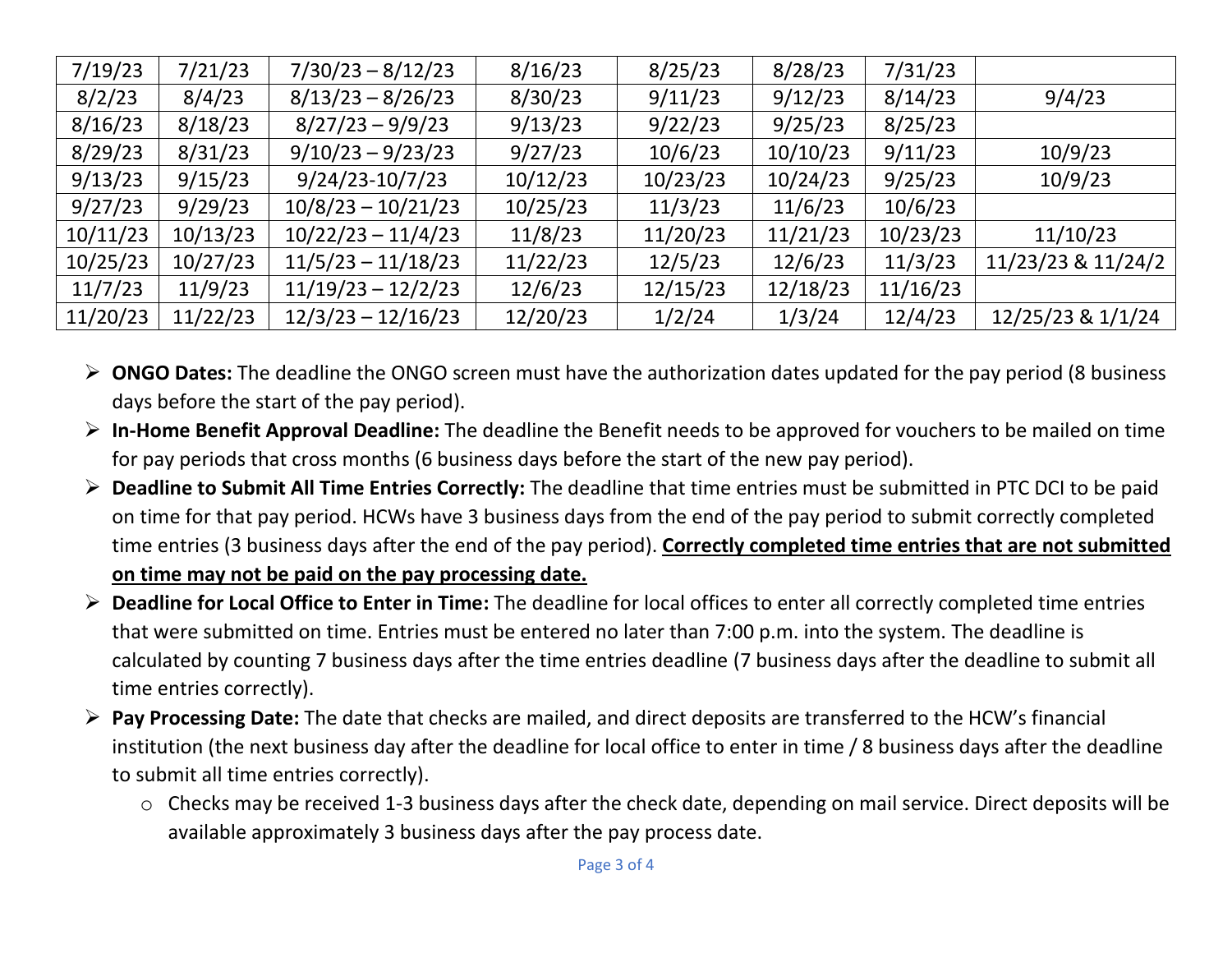| 7/19/23 | 7/21/23 | 7/30/23 – 8/12/23 | 8/16/23 | 8/25/23 | 8/28/23 | 7/31/23 | |
|---|---|---|---|---|---|---|---|
| 8/2/23 | 8/4/23 | 8/13/23 – 8/26/23 | 8/30/23 | 9/11/23 | 9/12/23 | 8/14/23 | 9/4/23 |
| 8/16/23 | 8/18/23 | 8/27/23 – 9/9/23 | 9/13/23 | 9/22/23 | 9/25/23 | 8/25/23 | |
| 8/29/23 | 8/31/23 | 9/10/23 – 9/23/23 | 9/27/23 | 10/6/23 | 10/10/23 | 9/11/23 | 10/9/23 |
| 9/13/23 | 9/15/23 | 9/24/23-10/7/23 | 10/12/23 | 10/23/23 | 10/24/23 | 9/25/23 | 10/9/23 |
| 9/27/23 | 9/29/23 | 10/8/23 – 10/21/23 | 10/25/23 | 11/3/23 | 11/6/23 | 10/6/23 | |
| 10/11/23 | 10/13/23 | 10/22/23 – 11/4/23 | 11/8/23 | 11/20/23 | 11/21/23 | 10/23/23 | 11/10/23 |
| 10/25/23 | 10/27/23 | 11/5/23 – 11/18/23 | 11/22/23 | 12/5/23 | 12/6/23 | 11/3/23 | 11/23/23 & 11/24/2 |
| 11/7/23 | 11/9/23 | 11/19/23 – 12/2/23 | 12/6/23 | 12/15/23 | 12/18/23 | 11/16/23 | |
| 11/20/23 | 11/22/23 | 12/3/23 – 12/16/23 | 12/20/23 | 1/2/24 | 1/3/24 | 12/4/23 | 12/25/23 & 1/1/24 |

- **ONGO Dates:** The deadline the ONGO screen must have the authorization dates updated for the pay period (8 business days before the start of the pay period).
- **In-Home Benefit Approval Deadline:** The deadline the Benefit needs to be approved for vouchers to be mailed on time for pay periods that cross months (6 business days before the start of the new pay period).
- **Deadline to Submit All Time Entries Correctly:** The deadline that time entries must be submitted in PTC DCI to be paid on time for that pay period. HCWs have 3 business days from the end of the pay period to submit correctly completed time entries (3 business days after the end of the pay period). **Correctly completed time entries that are not submitted on time may not be paid on the pay processing date.**
- **Deadline for Local Office to Enter in Time:** The deadline for local offices to enter all correctly completed time entries that were submitted on time. Entries must be entered no later than 7:00 p.m. into the system. The deadline is calculated by counting 7 business days after the time entries deadline (7 business days after the deadline to submit all time entries correctly).
- **Pay Processing Date:** The date that checks are mailed, and direct deposits are transferred to the HCW's financial institution (the next business day after the deadline for local office to enter in time / 8 business days after the deadline to submit all time entries correctly).
  - Checks may be received 1-3 business days after the check date, depending on mail service. Direct deposits will be available approximately 3 business days after the pay process date.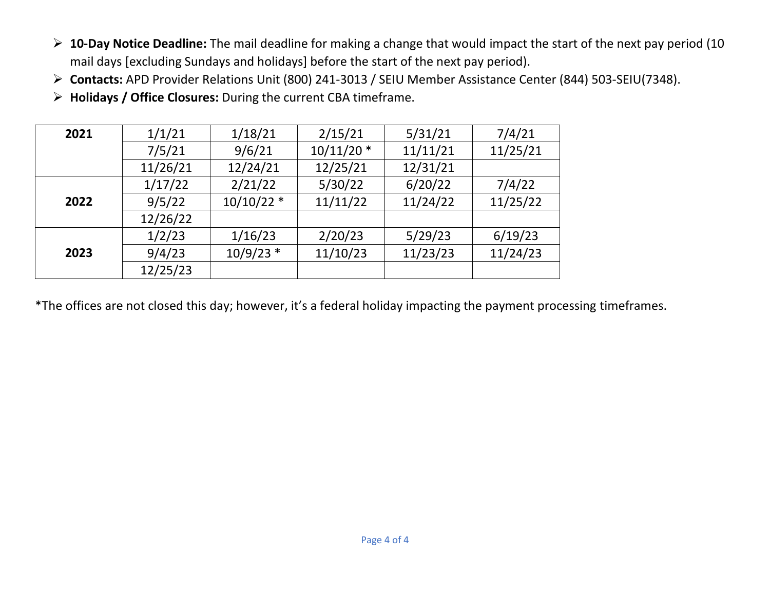- **10-Day Notice Deadline:** The mail deadline for making a change that would impact the start of the next pay period (10 mail days [excluding Sundays and holidays] before the start of the next pay period).
- **Contacts:** APD Provider Relations Unit (800) 241-3013 / SEIU Member Assistance Center (844) 503-SEIU(7348).
- **Holidays / Office Closures:** During the current CBA timeframe.

| | | | | | |
|---|---|---|---|---|---|
| **2021** | 1/1/21 | 1/18/21 | 2/15/21 | 5/31/21 | 7/4/21 |
| | 7/5/21 | 9/6/21 | 10/11/20 * | 11/11/21 | 11/25/21 |
| | 11/26/21 | 12/24/21 | 12/25/21 | 12/31/21 | |
| **2022** | 1/17/22 | 2/21/22 | 5/30/22 | 6/20/22 | 7/4/22 |
| | 9/5/22 | 10/10/22 * | 11/11/22 | 11/24/22 | 11/25/22 |
| | 12/26/22 | | | | |
| **2023** | 1/2/23 | 1/16/23 | 2/20/23 | 5/29/23 | 6/19/23 |
| | 9/4/23 | 10/9/23 * | 11/10/23 | 11/23/23 | 11/24/23 |
| | 12/25/23 | | | | |

*The offices are not closed this day; however, it's a federal holiday impacting the payment processing timeframes.